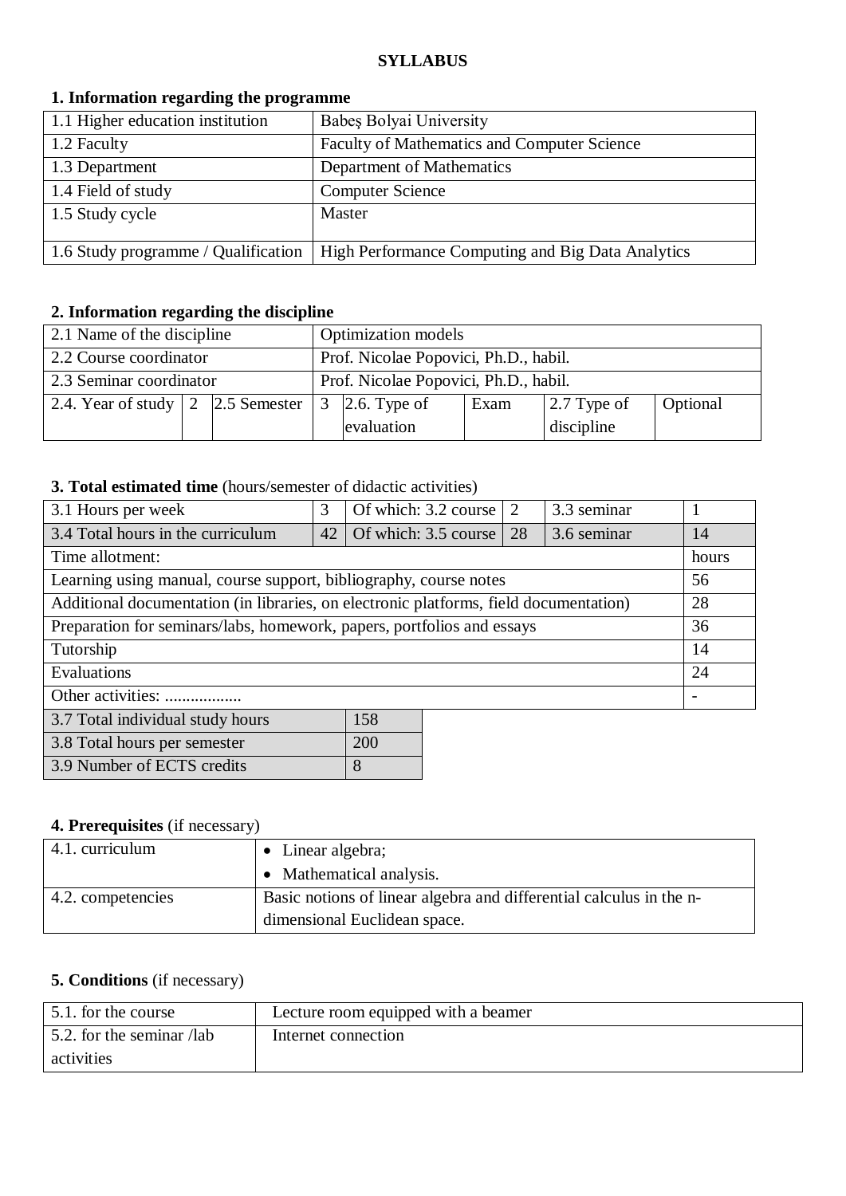**SYLLABUS**

## 1. Information regarding the programme

| | |
|---|---|
| 1.1 Higher education institution | Babeş Bolyai University |
| 1.2 Faculty | Faculty of Mathematics and Computer Science |
| 1.3 Department | Department of Mathematics |
| 1.4 Field of study | Computer Science |
| 1.5 Study cycle | Master |
| 1.6 Study programme / Qualification | High Performance Computing and Big Data Analytics |

## 2. Information regarding the discipline

| | | | | | | | |
|---|---|---|---|---|---|---|---|
| 2.1 Name of the discipline | | | Optimization models | | | | |
| 2.2 Course coordinator | | | Prof. Nicolae Popovici, Ph.D., habil. | | | | |
| 2.3 Seminar coordinator | | | Prof. Nicolae Popovici, Ph.D., habil. | | | | |
| 2.4. Year of study | 2 | 2.5 Semester | 3 | 2.6. Type of evaluation | Exam | 2.7 Type of discipline | Optional |

## 3. Total estimated time (hours/semester of didactic activities)

| | | | | | |
|---|---|---|---|---|---|
| 3.1 Hours per week | 3 | Of which: 3.2 course | 2 | 3.3 seminar | 1 |
| 3.4 Total hours in the curriculum | 42 | Of which: 3.5 course | 28 | 3.6 seminar | 14 |
| Time allotment: | | | | | hours |
| Learning using manual, course support, bibliography, course notes | | | | | 56 |
| Additional documentation (in libraries, on electronic platforms, field documentation) | | | | | 28 |
| Preparation for seminars/labs, homework, papers, portfolios and essays | | | | | 36 |
| Tutorship | | | | | 14 |
| Evaluations | | | | | 24 |
| Other activities: .................. | | | | | - |

| | |
|---|---|
| 3.7 Total individual study hours | 158 |
| 3.8 Total hours per semester | 200 |
| 3.9 Number of ECTS credits | 8 |

## 4. Prerequisites (if necessary)

| | |
|---|---|
| 4.1. curriculum | • Linear algebra;<br>• Mathematical analysis. |
| 4.2. competencies | Basic notions of linear algebra and differential calculus in the n-dimensional Euclidean space. |

## 5. Conditions (if necessary)

| | |
|---|---|
| 5.1. for the course | Lecture room equipped with a beamer |
| 5.2. for the seminar /lab activities | Internet connection |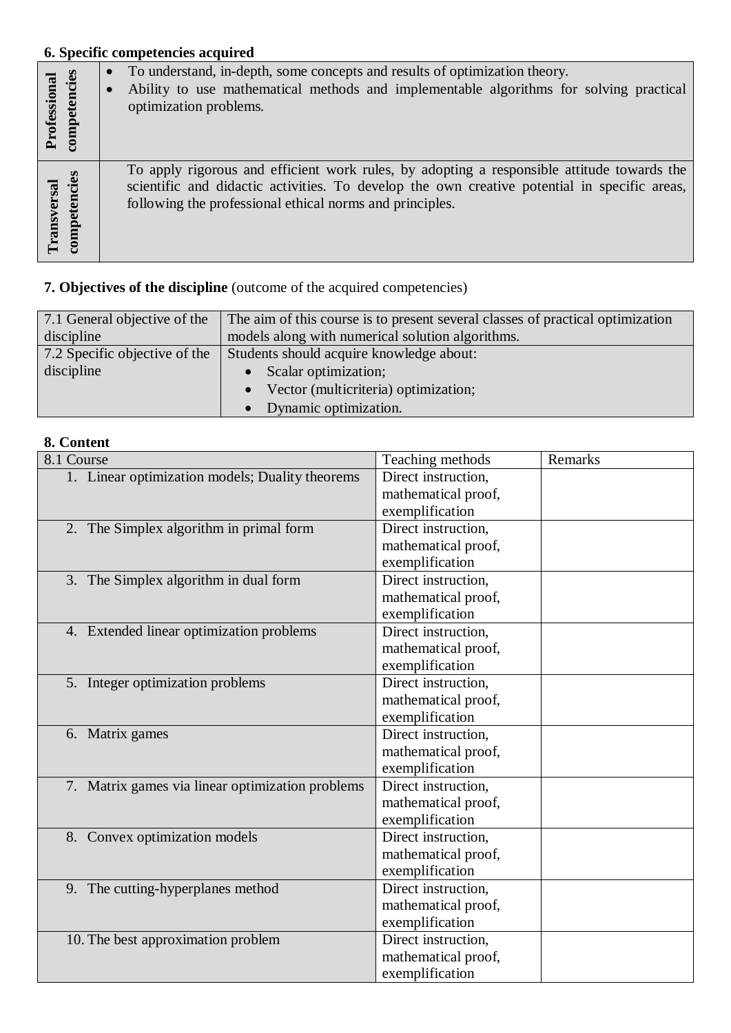### 6. Specific competencies acquired

| | |
|---|---|
| **Professional competencies** | • To understand, in-depth, some concepts and results of optimization theory.<br>• Ability to use mathematical methods and implementable algorithms for solving practical optimization problems. |
| **Transversal competencies** | To apply rigorous and efficient work rules, by adopting a responsible attitude towards the scientific and didactic activities. To develop the own creative potential in specific areas, following the professional ethical norms and principles. |

### 7. Objectives of the discipline (outcome of the acquired competencies)

| | |
|---|---|
| 7.1 General objective of the discipline | The aim of this course is to present several classes of practical optimization models along with numerical solution algorithms. |
| 7.2 Specific objective of the discipline | Students should acquire knowledge about:<br>• Scalar optimization;<br>• Vector (multicriteria) optimization;<br>• Dynamic optimization. |

### 8. Content

| 8.1 Course | Teaching methods | Remarks |
|---|---|---|
| 1. Linear optimization models; Duality theorems | Direct instruction, mathematical proof, exemplification | |
| 2. The Simplex algorithm in primal form | Direct instruction, mathematical proof, exemplification | |
| 3. The Simplex algorithm in dual form | Direct instruction, mathematical proof, exemplification | |
| 4. Extended linear optimization problems | Direct instruction, mathematical proof, exemplification | |
| 5. Integer optimization problems | Direct instruction, mathematical proof, exemplification | |
| 6. Matrix games | Direct instruction, mathematical proof, exemplification | |
| 7. Matrix games via linear optimization problems | Direct instruction, mathematical proof, exemplification | |
| 8. Convex optimization models | Direct instruction, mathematical proof, exemplification | |
| 9. The cutting-hyperplanes method | Direct instruction, mathematical proof, exemplification | |
| 10. The best approximation problem | Direct instruction, mathematical proof, exemplification | |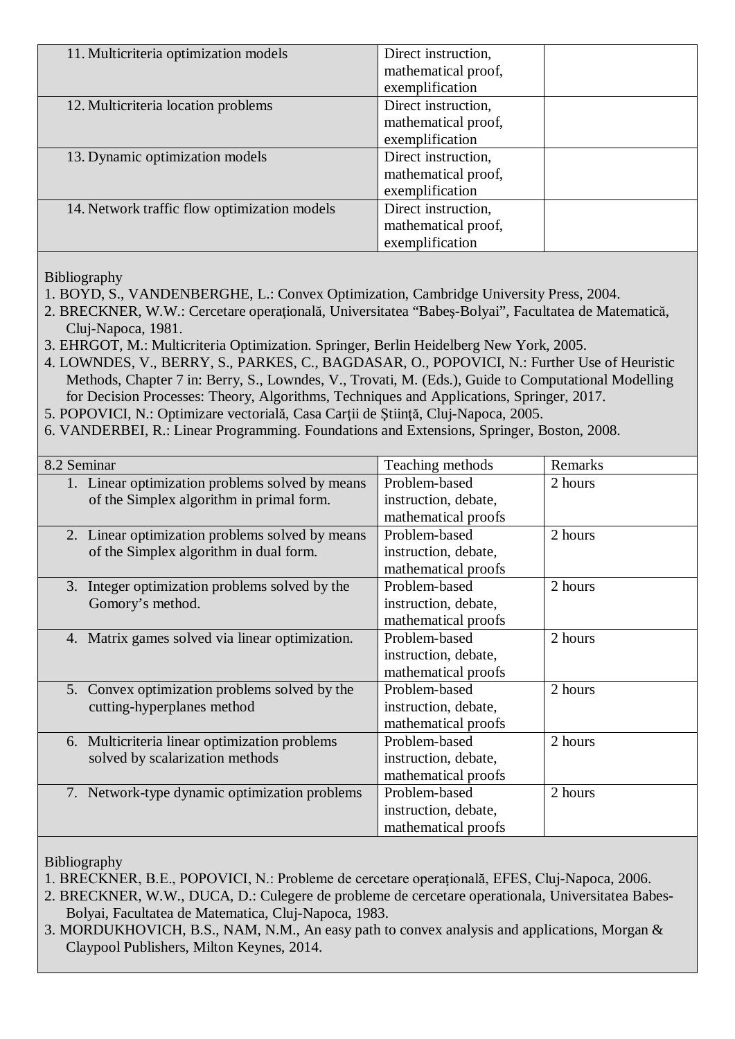| | | |
|---|---|---|
| 11. Multicriteria optimization models | Direct instruction, mathematical proof, exemplification | |
| 12. Multicriteria location problems | Direct instruction, mathematical proof, exemplification | |
| 13. Dynamic optimization models | Direct instruction, mathematical proof, exemplification | |
| 14. Network traffic flow optimization models | Direct instruction, mathematical proof, exemplification | |

Bibliography

1. BOYD, S., VANDENBERGHE, L.: Convex Optimization, Cambridge University Press, 2004.
2. BRECKNER, W.W.: Cercetare operaţională, Universitatea "Babeş-Bolyai", Facultatea de Matematică, Cluj-Napoca, 1981.
3. EHRGOT, M.: Multicriteria Optimization. Springer, Berlin Heidelberg New York, 2005.
4. LOWNDES, V., BERRY, S., PARKES, C., BAGDASAR, O., POPOVICI, N.: Further Use of Heuristic Methods, Chapter 7 in: Berry, S., Lowndes, V., Trovati, M. (Eds.), Guide to Computational Modelling for Decision Processes: Theory, Algorithms, Techniques and Applications, Springer, 2017.
5. POPOVICI, N.: Optimizare vectorială, Casa Carţii de Ştiinţă, Cluj-Napoca, 2005.
6. VANDERBEI, R.: Linear Programming. Foundations and Extensions, Springer, Boston, 2008.

| 8.2 Seminar | Teaching methods | Remarks |
|---|---|---|
| 1. Linear optimization problems solved by means of the Simplex algorithm in primal form. | Problem-based instruction, debate, mathematical proofs | 2 hours |
| 2. Linear optimization problems solved by means of the Simplex algorithm in dual form. | Problem-based instruction, debate, mathematical proofs | 2 hours |
| 3. Integer optimization problems solved by the Gomory's method. | Problem-based instruction, debate, mathematical proofs | 2 hours |
| 4. Matrix games solved via linear optimization. | Problem-based instruction, debate, mathematical proofs | 2 hours |
| 5. Convex optimization problems solved by the cutting-hyperplanes method | Problem-based instruction, debate, mathematical proofs | 2 hours |
| 6. Multicriteria linear optimization problems solved by scalarization methods | Problem-based instruction, debate, mathematical proofs | 2 hours |
| 7. Network-type dynamic optimization problems | Problem-based instruction, debate, mathematical proofs | 2 hours |

Bibliography

1. BRECKNER, B.E., POPOVICI, N.: Probleme de cercetare operaţională, EFES, Cluj-Napoca, 2006.
2. BRECKNER, W.W., DUCA, D.: Culegere de probleme de cercetare operationala, Universitatea Babes-Bolyai, Facultatea de Matematica, Cluj-Napoca, 1983.
3. MORDUKHOVICH, B.S., NAM, N.M., An easy path to convex analysis and applications, Morgan & Claypool Publishers, Milton Keynes, 2014.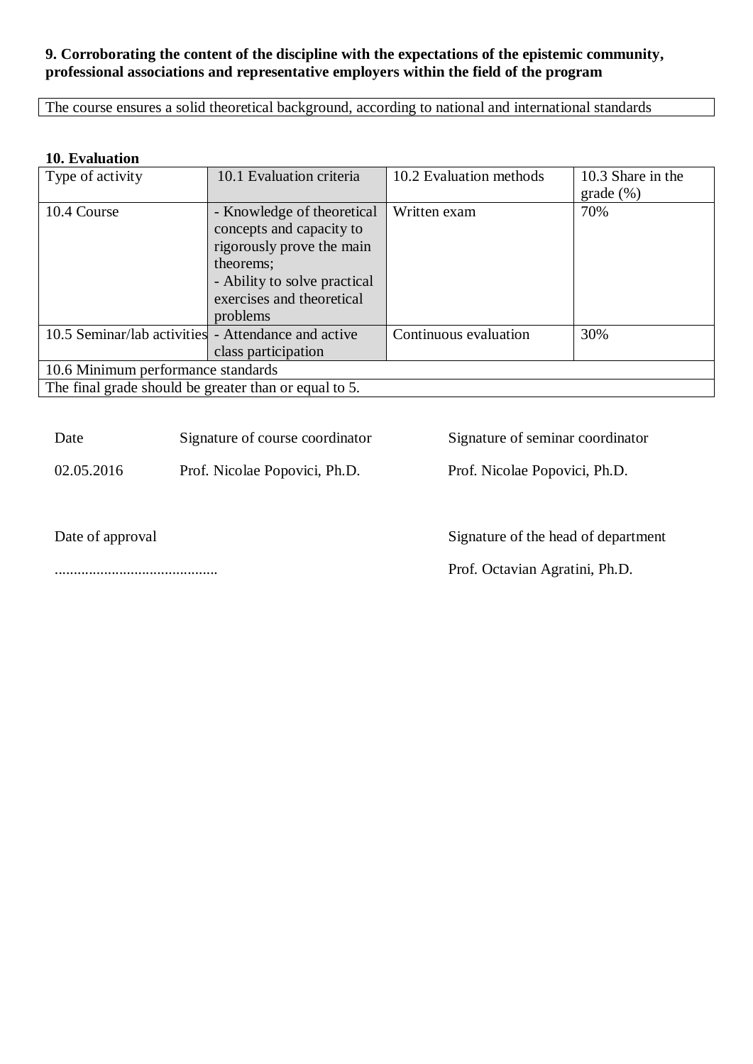**9. Corroborating the content of the discipline with the expectations of the epistemic community, professional associations and representative employers within the field of the program**

| |
|---|
| The course ensures a solid theoretical background, according to national and international standards |

**10. Evaluation**

| Type of activity | 10.1 Evaluation criteria | 10.2 Evaluation methods | 10.3 Share in the grade (%) |
|---|---|---|---|
| 10.4 Course | - Knowledge of theoretical concepts and capacity to rigorously prove the main theorems;<br>- Ability to solve practical exercises and theoretical problems | Written exam | 70% |
| 10.5 Seminar/lab activities | - Attendance and active class participation | Continuous evaluation | 30% |
| 10.6 Minimum performance standards | | | |
| The final grade should be greater than or equal to 5. | | | |

| Date | Signature of course coordinator | Signature of seminar coordinator |
|---|---|---|
| 02.05.2016 | Prof. Nicolae Popovici, Ph.D. | Prof. Nicolae Popovici, Ph.D. |

| Date of approval | Signature of the head of department |
|---|---|
| .......................................... | Prof. Octavian Agratini, Ph.D. |